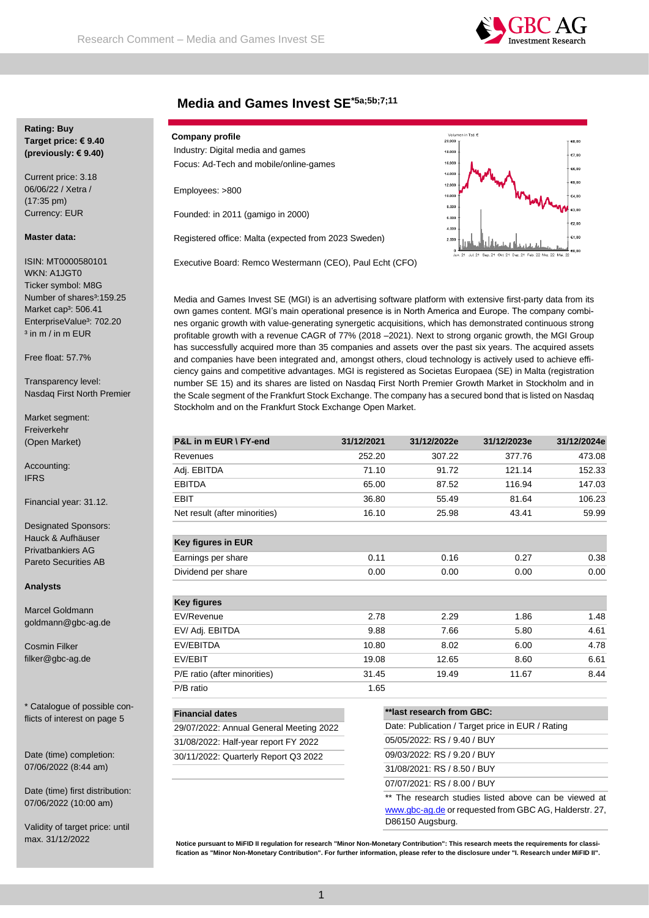# Media and Games Invest SE[*5a;5b;7;11]

**Rating: Buy**
**Target price: € 9.40**
**(previously: € 9.40)**

Current price: 3.18
06/06/22 / Xetra /
(17:35 pm)
Currency: EUR

**Master data:**

ISIN: MT0000580101
WKN: A1JGT0
Ticker symbol: M8G
Number of shares³: 159.25
Market cap³: 506.41
EnterpriseValue³: 702.20
³ in m / in m EUR

Free float: 57.7%

Transparency level:
Nasdaq First North Premier

Market segment:
Freiverkehr
(Open Market)

Accounting:
IFRS

Financial year: 31.12.

Designated Sponsors:
Hauck & Aufhäuser
Privatbankiers AG
Pareto Securities AB

**Analysts**

Marcel Goldmann
goldmann@gbc-ag.de

Cosmin Filker
filker@gbc-ag.de

\* Catalogue of possible conflicts of interest on page 5

Date (time) completion:
07/06/2022 (8:44 am)

Date (time) first distribution:
07/06/2022 (10:00 am)

Validity of target price: until max. 31/12/2022

**Company profile**

Industry: Digital media and games
Focus: Ad-Tech and mobile/online-games

Employees: >800

Founded: in 2011 (gamigo in 2000)

Registered office: Malta (expected from 2023 Sweden)

Executive Board: Remco Westermann (CEO), Paul Echt (CFO)

Media and Games Invest SE (MGI) is an advertising software platform with extensive first-party data from its own games content. MGI's main operational presence is in North America and Europe. The company combines organic growth with value-generating synergetic acquisitions, which has demonstrated continuous strong profitable growth with a revenue CAGR of 77% (2018 –2021). Next to strong organic growth, the MGI Group has successfully acquired more than 35 companies and assets over the past six years. The acquired assets and companies have been integrated and, amongst others, cloud technology is actively used to achieve efficiency gains and competitive advantages. MGI is registered as Societas Europaea (SE) in Malta (registration number SE 15) and its shares are listed on Nasdaq First North Premier Growth Market in Stockholm and in the Scale segment of the Frankfurt Stock Exchange. The company has a secured bond that is listed on Nasdaq Stockholm and on the Frankfurt Stock Exchange Open Market.

| P&L in m EUR \ FY-end | 31/12/2021 | 31/12/2022e | 31/12/2023e | 31/12/2024e |
|---|---|---|---|---|
| Revenues | 252.20 | 307.22 | 377.76 | 473.08 |
| Adj. EBITDA | 71.10 | 91.72 | 121.14 | 152.33 |
| EBITDA | 65.00 | 87.52 | 116.94 | 147.03 |
| EBIT | 36.80 | 55.49 | 81.64 | 106.23 |
| Net result (after minorities) | 16.10 | 25.98 | 43.41 | 59.99 |
| | | | | |
| **Key figures in EUR** | | | | |
| Earnings per share | 0.11 | 0.16 | 0.27 | 0.38 |
| Dividend per share | 0.00 | 0.00 | 0.00 | 0.00 |
| | | | | |
| **Key figures** | | | | |
| EV/Revenue | 2.78 | 2.29 | 1.86 | 1.48 |
| EV/ Adj. EBITDA | 9.88 | 7.66 | 5.80 | 4.61 |
| EV/EBITDA | 10.80 | 8.02 | 6.00 | 4.78 |
| EV/EBIT | 19.08 | 12.65 | 8.60 | 6.61 |
| P/E ratio (after minorities) | 31.45 | 19.49 | 11.67 | 8.44 |
| P/B ratio | 1.65 | | | |

| Financial dates |
|---|
| 29/07/2022: Annual General Meeting 2022 |
| 31/08/2022: Half-year report FY 2022 |
| 30/11/2022: Quarterly Report Q3 2022 |

| **last research from GBC: |
|---|
| Date: Publication / Target price in EUR / Rating |
| 05/05/2022: RS / 9.40 / BUY |
| 09/03/2022: RS / 9.20 / BUY |
| 31/08/2021: RS / 8.50 / BUY |
| 07/07/2021: RS / 8.00 / BUY |

** The research studies listed above can be viewed at www.gbc-ag.de or requested from GBC AG, Halderstr. 27, D86150 Augsburg.

**Notice pursuant to MiFID II regulation for research "Minor Non-Monetary Contribution": This research meets the requirements for classification as "Minor Non-Monetary Contribution". For further information, please refer to the disclosure under "I. Research under MiFID II".**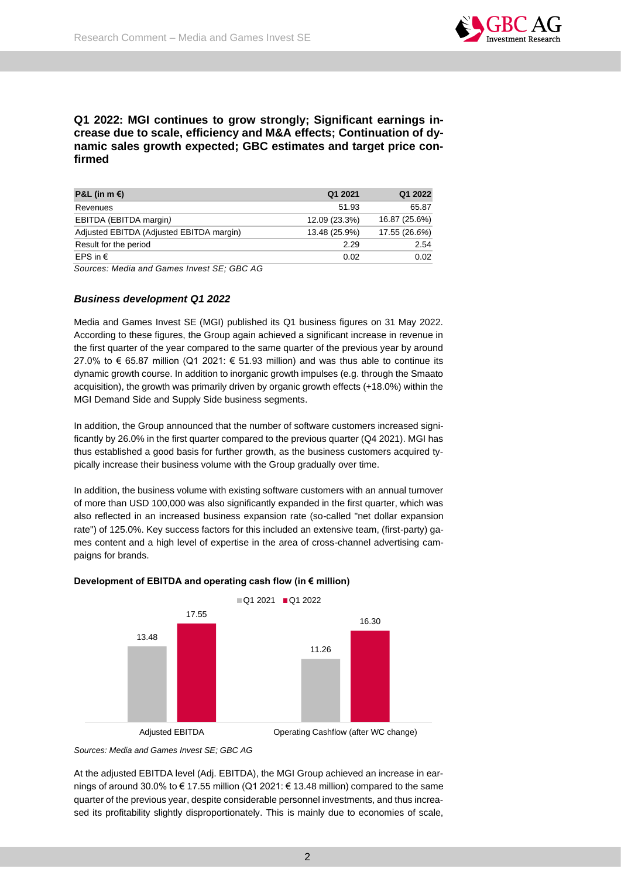## Q1 2022: MGI continues to grow strongly; Significant earnings increase due to scale, efficiency and M&A effects; Continuation of dynamic sales growth expected; GBC estimates and target price confirmed

| P&L (in m €) | Q1 2021 | Q1 2022 |
|---|---|---|
| Revenues | 51.93 | 65.87 |
| EBITDA (EBITDA margin) | 12.09 (23.3%) | 16.87 (25.6%) |
| Adjusted EBITDA (Adjusted EBITDA margin) | 13.48 (25.9%) | 17.55 (26.6%) |
| Result for the period | 2.29 | 2.54 |
| EPS in € | 0.02 | 0.02 |

*Sources: Media and Games Invest SE; GBC AG*

### *Business development Q1 2022*

Media and Games Invest SE (MGI) published its Q1 business figures on 31 May 2022. According to these figures, the Group again achieved a significant increase in revenue in the first quarter of the year compared to the same quarter of the previous year by around 27.0% to € 65.87 million (Q1 2021: € 51.93 million) and was thus able to continue its dynamic growth course. In addition to inorganic growth impulses (e.g. through the Smaato acquisition), the growth was primarily driven by organic growth effects (+18.0%) within the MGI Demand Side and Supply Side business segments.

In addition, the Group announced that the number of software customers increased significantly by 26.0% in the first quarter compared to the previous quarter (Q4 2021). MGI has thus established a good basis for further growth, as the business customers acquired typically increase their business volume with the Group gradually over time.

In addition, the business volume with existing software customers with an annual turnover of more than USD 100,000 was also significantly expanded in the first quarter, which was also reflected in an increased business expansion rate (so-called "net dollar expansion rate") of 125.0%. Key success factors for this included an extensive team, (first-party) games content and a high level of expertise in the area of cross-channel advertising campaigns for brands.

**Development of EBITDA and operating cash flow (in € million)**

| | Q1 2021 | Q1 2022 |
|---|---|---|
| Adjusted EBITDA | 13.48 | 17.55 |
| Operating Cashflow (after WC change) | 11.26 | 16.30 |

*Sources: Media and Games Invest SE; GBC AG*

At the adjusted EBITDA level (Adj. EBITDA), the MGI Group achieved an increase in earnings of around 30.0% to € 17.55 million (Q1 2021: € 13.48 million) compared to the same quarter of the previous year, despite considerable personnel investments, and thus increased its profitability slightly disproportionately. This is mainly due to economies of scale,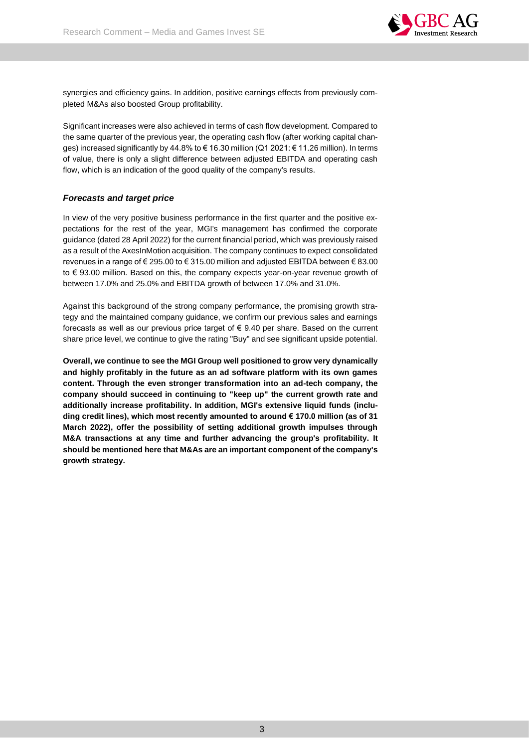synergies and efficiency gains. In addition, positive earnings effects from previously completed M&As also boosted Group profitability.

Significant increases were also achieved in terms of cash flow development. Compared to the same quarter of the previous year, the operating cash flow (after working capital changes) increased significantly by 44.8% to € 16.30 million (Q1 2021: € 11.26 million). In terms of value, there is only a slight difference between adjusted EBITDA and operating cash flow, which is an indication of the good quality of the company's results.

### *Forecasts and target price*

In view of the very positive business performance in the first quarter and the positive expectations for the rest of the year, MGI's management has confirmed the corporate guidance (dated 28 April 2022) for the current financial period, which was previously raised as a result of the AxesInMotion acquisition. The company continues to expect consolidated revenues in a range of € 295.00 to € 315.00 million and adjusted EBITDA between € 83.00 to € 93.00 million. Based on this, the company expects year-on-year revenue growth of between 17.0% and 25.0% and EBITDA growth of between 17.0% and 31.0%.

Against this background of the strong company performance, the promising growth strategy and the maintained company guidance, we confirm our previous sales and earnings forecasts as well as our previous price target of € 9.40 per share. Based on the current share price level, we continue to give the rating "Buy" and see significant upside potential.

**Overall, we continue to see the MGI Group well positioned to grow very dynamically and highly profitably in the future as an ad software platform with its own games content. Through the even stronger transformation into an ad-tech company, the company should succeed in continuing to "keep up" the current growth rate and additionally increase profitability. In addition, MGI's extensive liquid funds (including credit lines), which most recently amounted to around € 170.0 million (as of 31 March 2022), offer the possibility of setting additional growth impulses through M&A transactions at any time and further advancing the group's profitability. It should be mentioned here that M&As are an important component of the company's growth strategy.**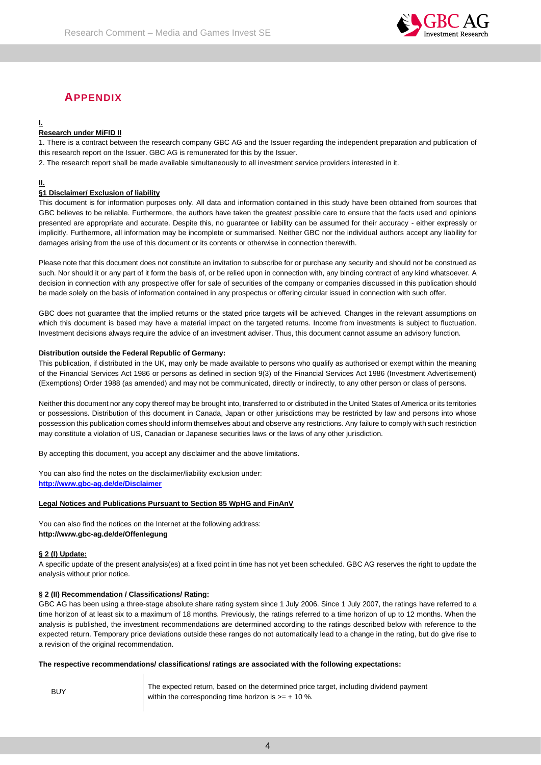## APPENDIX

**I.**

**Research under MiFID II**

1. There is a contract between the research company GBC AG and the Issuer regarding the independent preparation and publication of this research report on the Issuer. GBC AG is remunerated for this by the Issuer.
2. The research report shall be made available simultaneously to all investment service providers interested in it.

**II.**

**§1 Disclaimer/ Exclusion of liability**

This document is for information purposes only. All data and information contained in this study have been obtained from sources that GBC believes to be reliable. Furthermore, the authors have taken the greatest possible care to ensure that the facts used and opinions presented are appropriate and accurate. Despite this, no guarantee or liability can be assumed for their accuracy - either expressly or implicitly. Furthermore, all information may be incomplete or summarised. Neither GBC nor the individual authors accept any liability for damages arising from the use of this document or its contents or otherwise in connection therewith.

Please note that this document does not constitute an invitation to subscribe for or purchase any security and should not be construed as such. Nor should it or any part of it form the basis of, or be relied upon in connection with, any binding contract of any kind whatsoever. A decision in connection with any prospective offer for sale of securities of the company or companies discussed in this publication should be made solely on the basis of information contained in any prospectus or offering circular issued in connection with such offer.

GBC does not guarantee that the implied returns or the stated price targets will be achieved. Changes in the relevant assumptions on which this document is based may have a material impact on the targeted returns. Income from investments is subject to fluctuation. Investment decisions always require the advice of an investment adviser. Thus, this document cannot assume an advisory function.

**Distribution outside the Federal Republic of Germany:**

This publication, if distributed in the UK, may only be made available to persons who qualify as authorised or exempt within the meaning of the Financial Services Act 1986 or persons as defined in section 9(3) of the Financial Services Act 1986 (Investment Advertisement) (Exemptions) Order 1988 (as amended) and may not be communicated, directly or indirectly, to any other person or class of persons.

Neither this document nor any copy thereof may be brought into, transferred to or distributed in the United States of America or its territories or possessions. Distribution of this document in Canada, Japan or other jurisdictions may be restricted by law and persons into whose possession this publication comes should inform themselves about and observe any restrictions. Any failure to comply with such restriction may constitute a violation of US, Canadian or Japanese securities laws or the laws of any other jurisdiction.

By accepting this document, you accept any disclaimer and the above limitations.

You can also find the notes on the disclaimer/liability exclusion under:
**http://www.gbc-ag.de/de/Disclaimer**

**Legal Notices and Publications Pursuant to Section 85 WpHG and FinAnV**

You can also find the notices on the Internet at the following address:
**http://www.gbc-ag.de/de/Offenlegung**

**§ 2 (I) Update:**

A specific update of the present analysis(es) at a fixed point in time has not yet been scheduled. GBC AG reserves the right to update the analysis without prior notice.

**§ 2 (II) Recommendation / Classifications/ Rating:**

GBC AG has been using a three-stage absolute share rating system since 1 July 2006. Since 1 July 2007, the ratings have referred to a time horizon of at least six to a maximum of 18 months. Previously, the ratings referred to a time horizon of up to 12 months. When the analysis is published, the investment recommendations are determined according to the ratings described below with reference to the expected return. Temporary price deviations outside these ranges do not automatically lead to a change in the rating, but do give rise to a revision of the original recommendation.

**The respective recommendations/ classifications/ ratings are associated with the following expectations:**

| | |
|---|---|
| BUY | The expected return, based on the determined price target, including dividend payment within the corresponding time horizon is >= + 10 %. |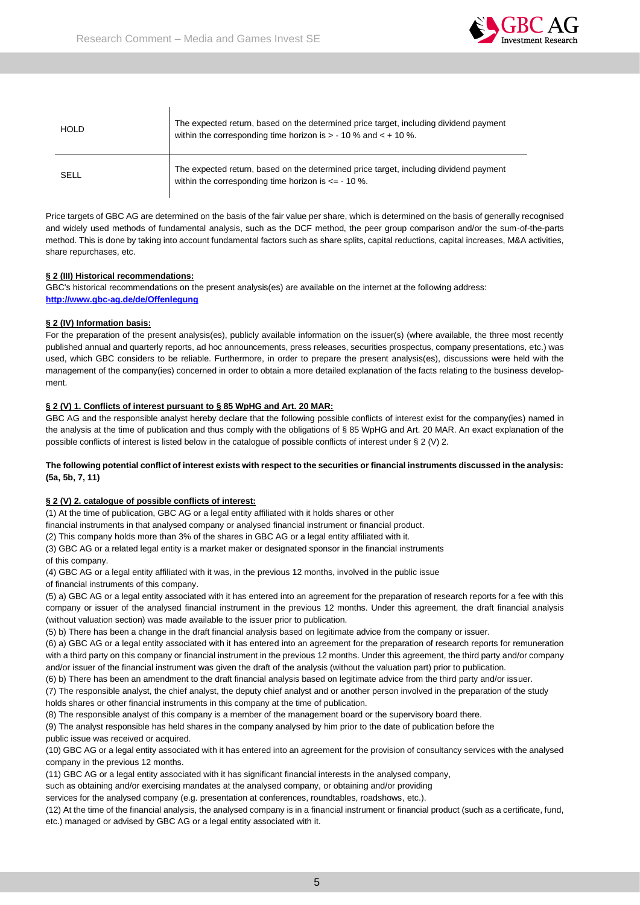| | |
|---|---|
| HOLD | The expected return, based on the determined price target, including dividend payment within the corresponding time horizon is > - 10 % and < + 10 %. |
| SELL | The expected return, based on the determined price target, including dividend payment within the corresponding time horizon is <= - 10 %. |

Price targets of GBC AG are determined on the basis of the fair value per share, which is determined on the basis of generally recognised and widely used methods of fundamental analysis, such as the DCF method, the peer group comparison and/or the sum-of-the-parts method. This is done by taking into account fundamental factors such as share splits, capital reductions, capital increases, M&A activities, share repurchases, etc.

**§ 2 (III) Historical recommendations:**

GBC's historical recommendations on the present analysis(es) are available on the internet at the following address:
**http://www.gbc-ag.de/de/Offenlegung**

**§ 2 (IV) Information basis:**

For the preparation of the present analysis(es), publicly available information on the issuer(s) (where available, the three most recently published annual and quarterly reports, ad hoc announcements, press releases, securities prospectus, company presentations, etc.) was used, which GBC considers to be reliable. Furthermore, in order to prepare the present analysis(es), discussions were held with the management of the company(ies) concerned in order to obtain a more detailed explanation of the facts relating to the business development.

**§ 2 (V) 1. Conflicts of interest pursuant to § 85 WpHG and Art. 20 MAR:**

GBC AG and the responsible analyst hereby declare that the following possible conflicts of interest exist for the company(ies) named in the analysis at the time of publication and thus comply with the obligations of § 85 WpHG and Art. 20 MAR. An exact explanation of the possible conflicts of interest is listed below in the catalogue of possible conflicts of interest under § 2 (V) 2.

**The following potential conflict of interest exists with respect to the securities or financial instruments discussed in the analysis: (5a, 5b, 7, 11)**

**§ 2 (V) 2. catalogue of possible conflicts of interest:**

(1) At the time of publication, GBC AG or a legal entity affiliated with it holds shares or other financial instruments in that analysed company or analysed financial instrument or financial product.

(2) This company holds more than 3% of the shares in GBC AG or a legal entity affiliated with it.

(3) GBC AG or a related legal entity is a market maker or designated sponsor in the financial instruments of this company.

(4) GBC AG or a legal entity affiliated with it was, in the previous 12 months, involved in the public issue of financial instruments of this company.

(5) a) GBC AG or a legal entity associated with it has entered into an agreement for the preparation of research reports for a fee with this company or issuer of the analysed financial instrument in the previous 12 months. Under this agreement, the draft financial analysis (without valuation section) was made available to the issuer prior to publication.

(5) b) There has been a change in the draft financial analysis based on legitimate advice from the company or issuer.

(6) a) GBC AG or a legal entity associated with it has entered into an agreement for the preparation of research reports for remuneration with a third party on this company or financial instrument in the previous 12 months. Under this agreement, the third party and/or company and/or issuer of the financial instrument was given the draft of the analysis (without the valuation part) prior to publication.

(6) b) There has been an amendment to the draft financial analysis based on legitimate advice from the third party and/or issuer.

(7) The responsible analyst, the chief analyst, the deputy chief analyst and or another person involved in the preparation of the study holds shares or other financial instruments in this company at the time of publication.

(8) The responsible analyst of this company is a member of the management board or the supervisory board there.

(9) The analyst responsible has held shares in the company analysed by him prior to the date of publication before the public issue was received or acquired.

(10) GBC AG or a legal entity associated with it has entered into an agreement for the provision of consultancy services with the analysed company in the previous 12 months.

(11) GBC AG or a legal entity associated with it has significant financial interests in the analysed company, such as obtaining and/or exercising mandates at the analysed company, or obtaining and/or providing services for the analysed company (e.g. presentation at conferences, roundtables, roadshows, etc.).

(12) At the time of the financial analysis, the analysed company is in a financial instrument or financial product (such as a certificate, fund, etc.) managed or advised by GBC AG or a legal entity associated with it.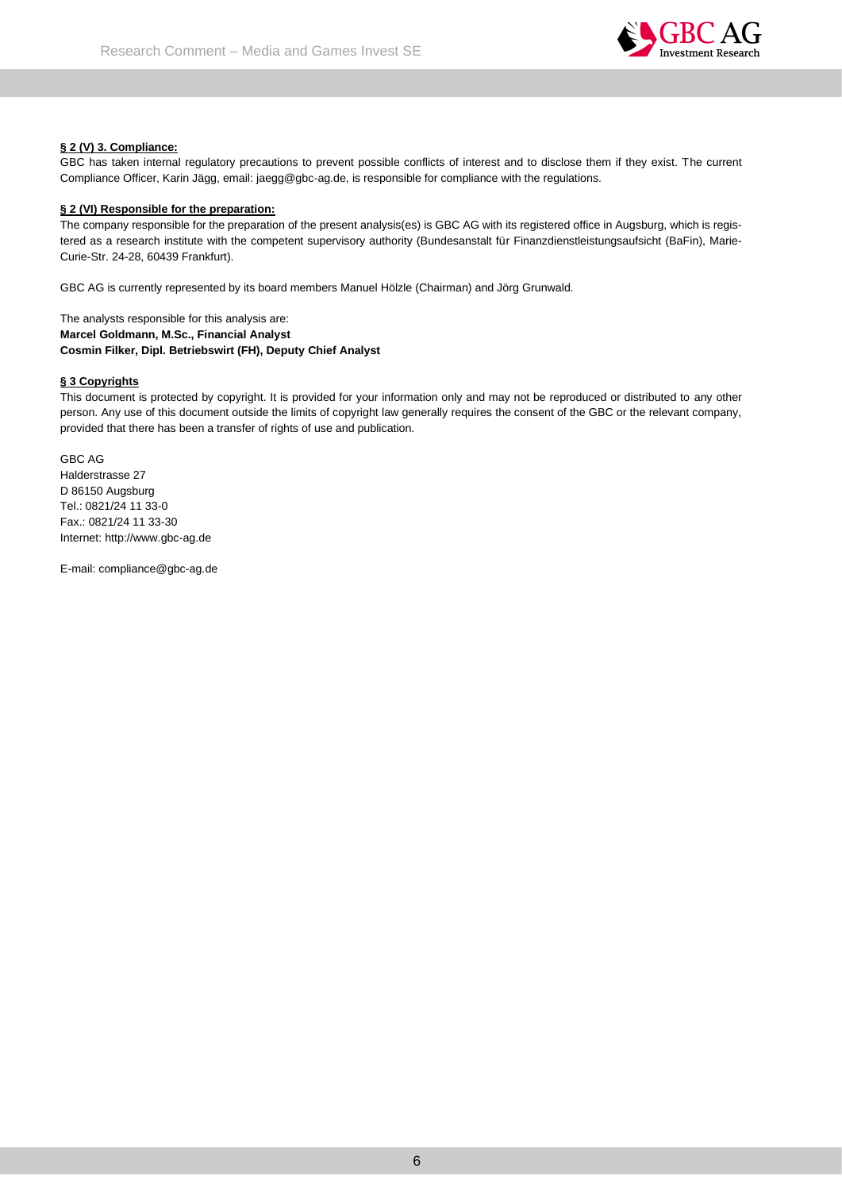**§ 2 (V) 3. Compliance:**

GBC has taken internal regulatory precautions to prevent possible conflicts of interest and to disclose them if they exist. The current Compliance Officer, Karin Jägg, email: jaegg@gbc-ag.de, is responsible for compliance with the regulations.

**§ 2 (VI) Responsible for the preparation:**

The company responsible for the preparation of the present analysis(es) is GBC AG with its registered office in Augsburg, which is registered as a research institute with the competent supervisory authority (Bundesanstalt für Finanzdienstleistungsaufsicht (BaFin), Marie-Curie-Str. 24-28, 60439 Frankfurt).

GBC AG is currently represented by its board members Manuel Hölzle (Chairman) and Jörg Grunwald.

The analysts responsible for this analysis are:
**Marcel Goldmann, M.Sc., Financial Analyst**
**Cosmin Filker, Dipl. Betriebswirt (FH), Deputy Chief Analyst**

**§ 3 Copyrights**

This document is protected by copyright. It is provided for your information only and may not be reproduced or distributed to any other person. Any use of this document outside the limits of copyright law generally requires the consent of the GBC or the relevant company, provided that there has been a transfer of rights of use and publication.

GBC AG
Halderstrasse 27
D 86150 Augsburg
Tel.: 0821/24 11 33-0
Fax.: 0821/24 11 33-30
Internet: http://www.gbc-ag.de

E-mail: compliance@gbc-ag.de